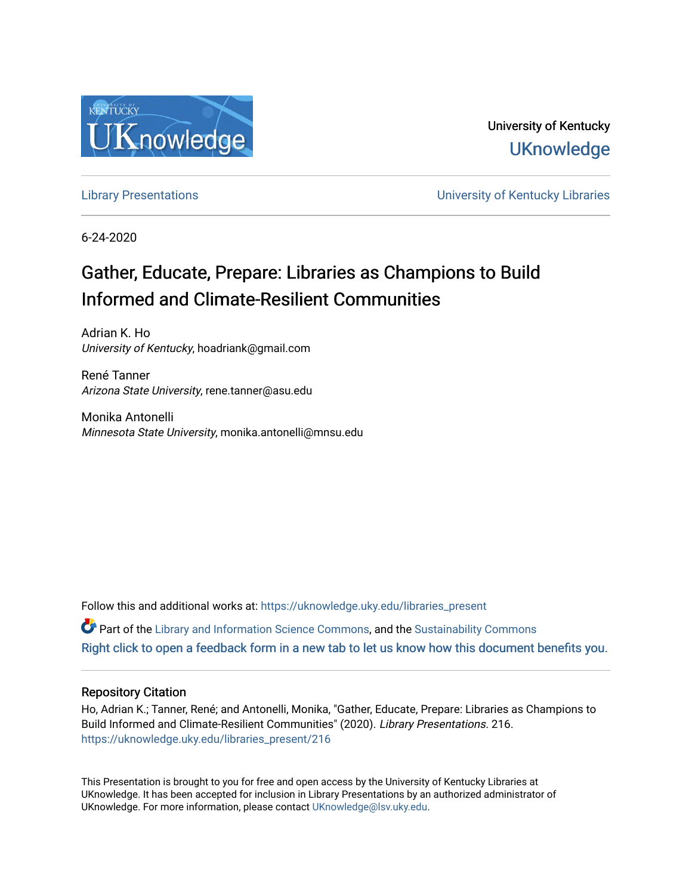University of Kentucky

UKnowledge

Library Presentations

University of Kentucky Libraries

6-24-2020

# Gather, Educate, Prepare: Libraries as Champions to Build Informed and Climate-Resilient Communities

Adrian K. Ho
*University of Kentucky*, hoadriank@gmail.com

René Tanner
*Arizona State University*, rene.tanner@asu.edu

Monika Antonelli
*Minnesota State University*, monika.antonelli@mnsu.edu

Follow this and additional works at: https://uknowledge.uky.edu/libraries_present

Part of the Library and Information Science Commons, and the Sustainability Commons

Right click to open a feedback form in a new tab to let us know how this document benefits you.

## Repository Citation

Ho, Adrian K.; Tanner, René; and Antonelli, Monika, "Gather, Educate, Prepare: Libraries as Champions to Build Informed and Climate-Resilient Communities" (2020). *Library Presentations*. 216.
https://uknowledge.uky.edu/libraries_present/216

This Presentation is brought to you for free and open access by the University of Kentucky Libraries at UKnowledge. It has been accepted for inclusion in Library Presentations by an authorized administrator of UKnowledge. For more information, please contact UKnowledge@lsv.uky.edu.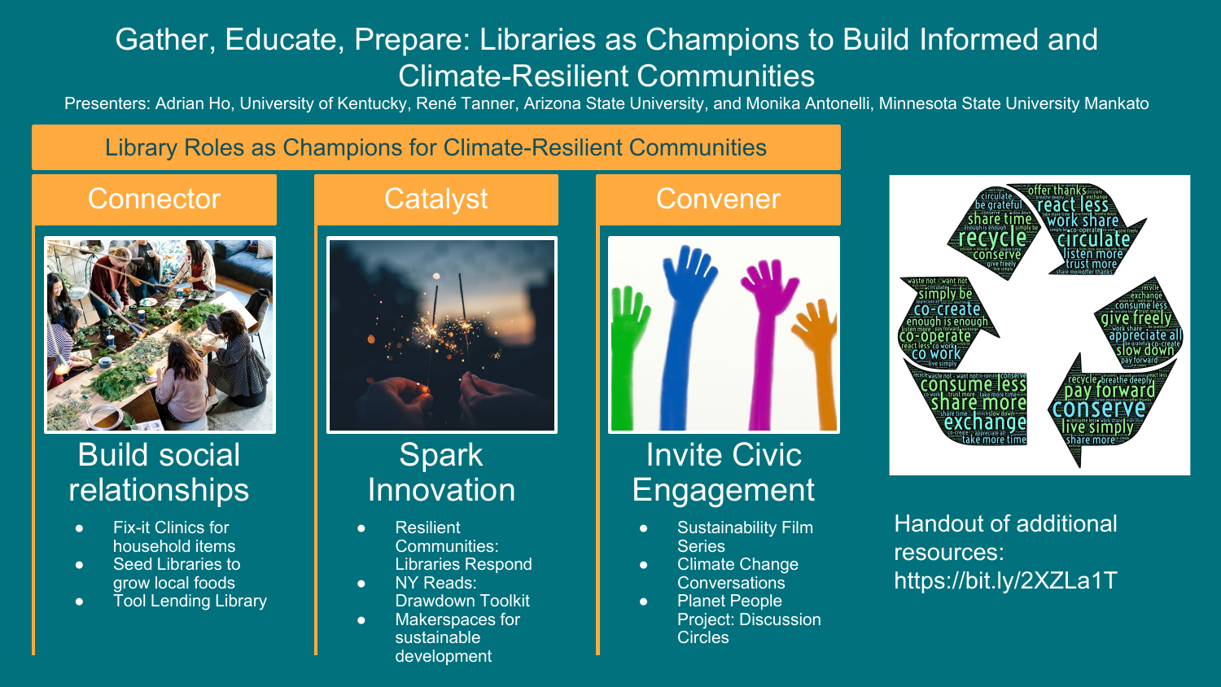# Gather, Educate, Prepare: Libraries as Champions to Build Informed and Climate-Resilient Communities

Presenters: Adrian Ho, University of Kentucky, René Tanner, Arizona State University, and Monika Antonelli, Minnesota State University Mankato

## Library Roles as Champions for Climate-Resilient Communities

### Connector

**Build social relationships**

- Fix-it Clinics for household items
- Seed Libraries to grow local foods
- Tool Lending Library

### Catalyst

**Spark Innovation**

- Resilient Communities: Libraries Respond
- NY Reads: Drawdown Toolkit
- Makerspaces for sustainable development

### Convener

**Invite Civic Engagement**

- Sustainability Film Series
- Climate Change Conversations
- Planet People Project: Discussion Circles

Handout of additional resources: https://bit.ly/2XZLa1T